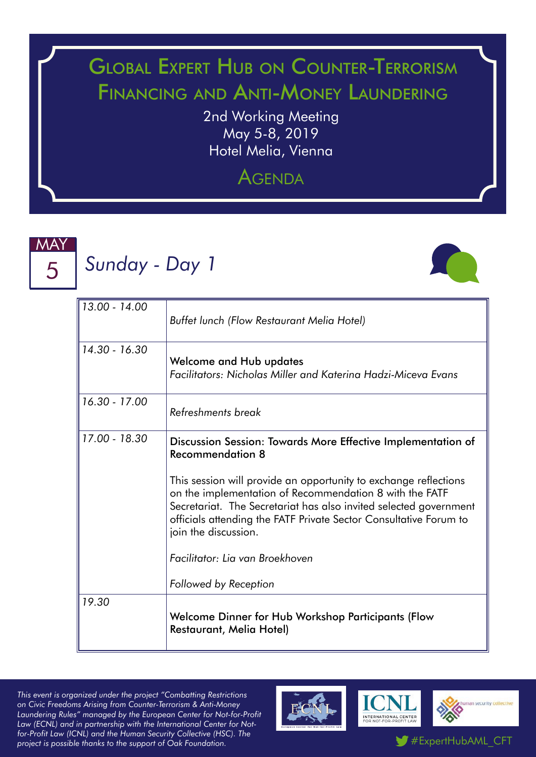# Global Expert Hub on Counter-Terrorism Financing and Anti-Money Laundering

2nd Working Meeting
May 5-8, 2019
Hotel Melia, Vienna

## Agenda

## MAY 5 — *Sunday - Day 1*

| | |
|---|---|
| *13.00 - 14.00* | *Buffet lunch (Flow Restaurant Melia Hotel)* |
| *14.30 - 16.30* | Welcome and Hub updates<br>*Facilitators: Nicholas Miller and Katerina Hadzi-Miceva Evans* |
| *16.30 - 17.00* | *Refreshments break* |
| *17.00 - 18.30* | Discussion Session: Towards More Effective Implementation of Recommendation 8<br><br>This session will provide an opportunity to exchange reflections on the implementation of Recommendation 8 with the FATF Secretariat. The Secretariat has also invited selected government officials attending the FATF Private Sector Consultative Forum to join the discussion.<br><br>*Facilitator: Lia van Broekhoven*<br><br>*Followed by Reception* |
| *19.30* | Welcome Dinner for Hub Workshop Participants (Flow Restaurant, Melia Hotel) |

*This event is organized under the project "Combatting Restrictions on Civic Freedoms Arising from Counter-Terrorism & Anti-Money Laundering Rules" managed by the European Center for Not-for-Profit Law (ECNL) and in partnership with the International Center for Not-for-Profit Law (ICNL) and the Human Security Collective (HSC). The project is possible thanks to the support of Oak Foundation.*

#ExpertHubAML_CFT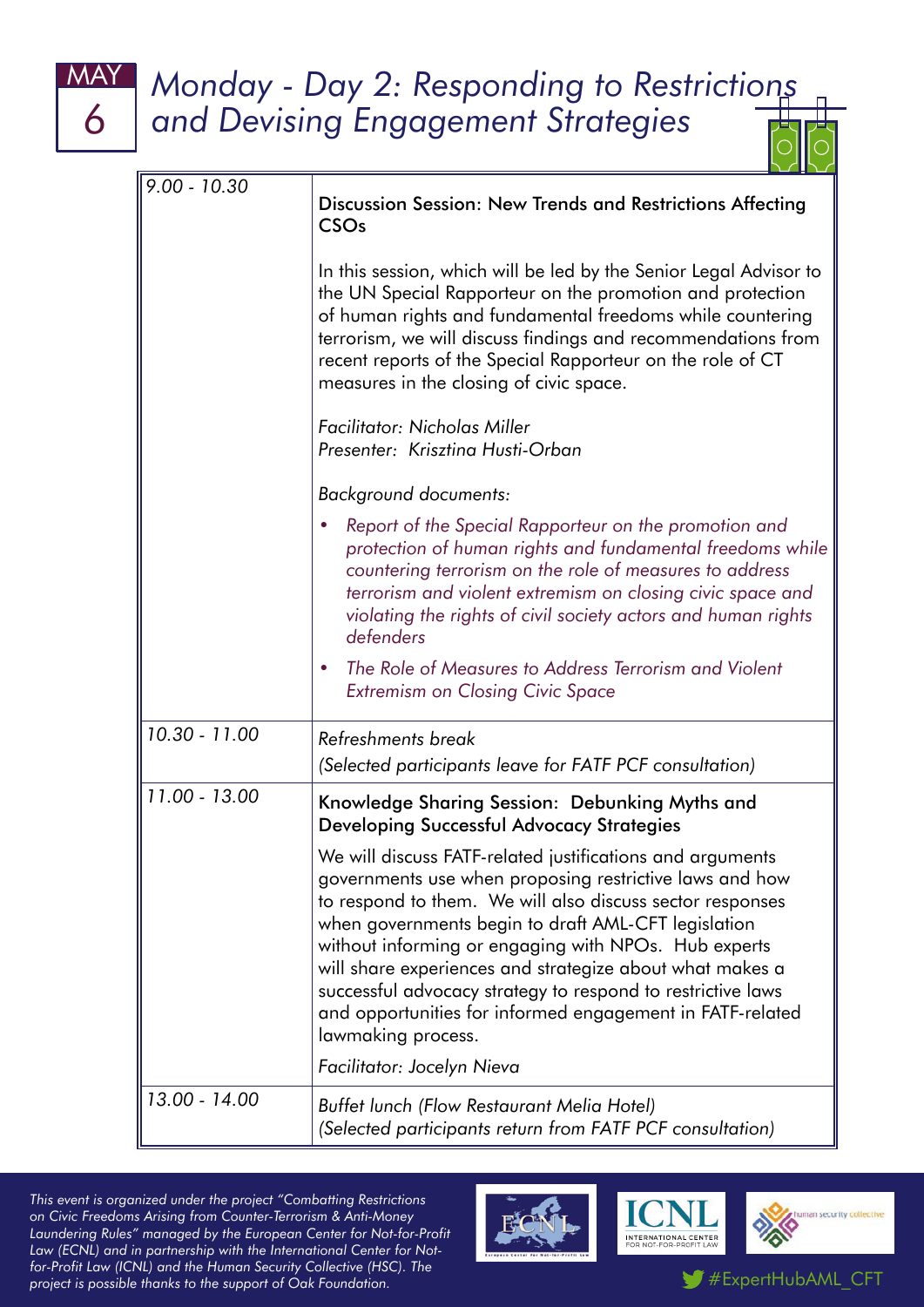MAY 6

# Monday - Day 2: Responding to Restrictions and Devising Engagement Strategies

| | |
|---|---|
| *9.00 - 10.30* | Discussion Session: New Trends and Restrictions Affecting CSOs<br><br>In this session, which will be led by the Senior Legal Advisor to the UN Special Rapporteur on the promotion and protection of human rights and fundamental freedoms while countering terrorism, we will discuss findings and recommendations from recent reports of the Special Rapporteur on the role of CT measures in the closing of civic space.<br><br>*Facilitator: Nicholas Miller*<br>*Presenter: Krisztina Husti-Orban*<br><br>*Background documents:*<br>• *Report of the Special Rapporteur on the promotion and protection of human rights and fundamental freedoms while countering terrorism on the role of measures to address terrorism and violent extremism on closing civic space and violating the rights of civil society actors and human rights defenders*<br>• *The Role of Measures to Address Terrorism and Violent Extremism on Closing Civic Space* |
| *10.30 - 11.00* | *Refreshments break*<br>*(Selected participants leave for FATF PCF consultation)* |
| *11.00 - 13.00* | Knowledge Sharing Session: Debunking Myths and Developing Successful Advocacy Strategies<br><br>We will discuss FATF-related justifications and arguments governments use when proposing restrictive laws and how to respond to them. We will also discuss sector responses when governments begin to draft AML-CFT legislation without informing or engaging with NPOs. Hub experts will share experiences and strategize about what makes a successful advocacy strategy to respond to restrictive laws and opportunities for informed engagement in FATF-related lawmaking process.<br><br>*Facilitator: Jocelyn Nieva* |
| *13.00 - 14.00* | *Buffet lunch (Flow Restaurant Melia Hotel)*<br>*(Selected participants return from FATF PCF consultation)* |

*This event is organized under the project "Combatting Restrictions on Civic Freedoms Arising from Counter-Terrorism & Anti-Money Laundering Rules" managed by the European Center for Not-for-Profit Law (ECNL) and in partnership with the International Center for Not-for-Profit Law (ICNL) and the Human Security Collective (HSC). The project is possible thanks to the support of Oak Foundation.*

#ExpertHubAML_CFT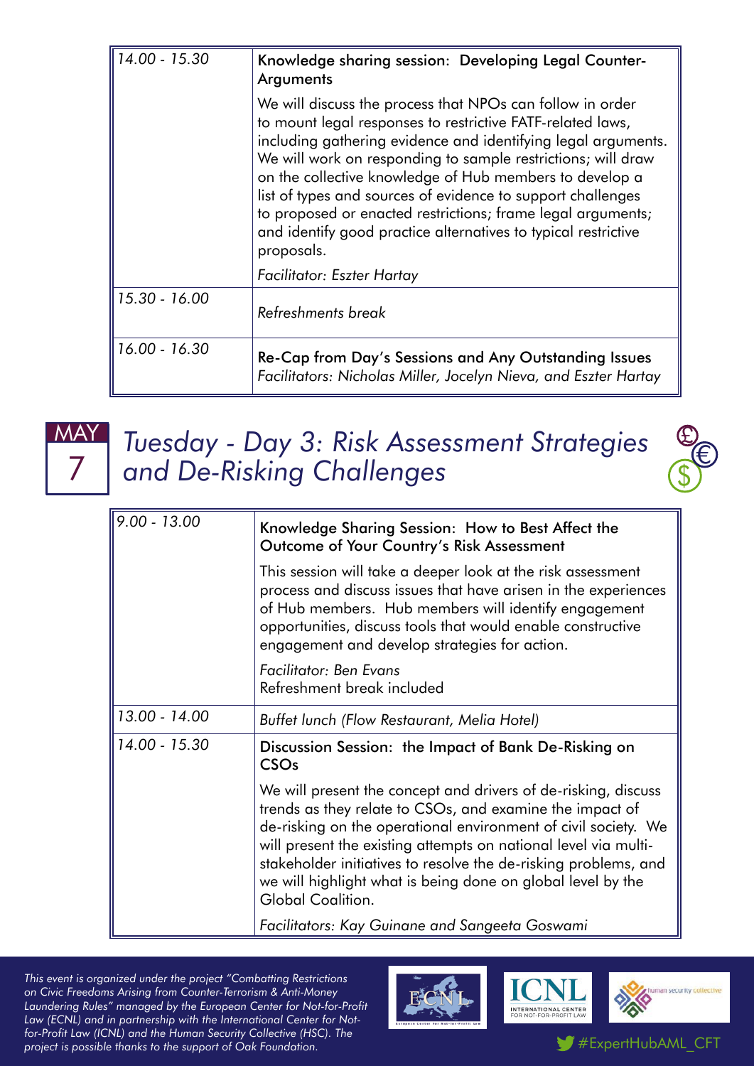| | |
|---|---|
| *14.00 - 15.30* | Knowledge sharing session: Developing Legal Counter-Arguments<br><br>We will discuss the process that NPOs can follow in order to mount legal responses to restrictive FATF-related laws, including gathering evidence and identifying legal arguments. We will work on responding to sample restrictions; will draw on the collective knowledge of Hub members to develop a list of types and sources of evidence to support challenges to proposed or enacted restrictions; frame legal arguments; and identify good practice alternatives to typical restrictive proposals.<br><br>*Facilitator: Eszter Hartay* |
| *15.30 - 16.00* | *Refreshments break* |
| *16.00 - 16.30* | Re-Cap from Day's Sessions and Any Outstanding Issues<br>*Facilitators: Nicholas Miller, Jocelyn Nieva, and Eszter Hartay* |

## MAY 7 — *Tuesday - Day 3: Risk Assessment Strategies and De-Risking Challenges*

| | |
|---|---|
| *9.00 - 13.00* | Knowledge Sharing Session: How to Best Affect the Outcome of Your Country's Risk Assessment<br><br>This session will take a deeper look at the risk assessment process and discuss issues that have arisen in the experiences of Hub members. Hub members will identify engagement opportunities, discuss tools that would enable constructive engagement and develop strategies for action.<br><br>*Facilitator: Ben Evans*<br>Refreshment break included |
| *13.00 - 14.00* | *Buffet lunch (Flow Restaurant, Melia Hotel)* |
| *14.00 - 15.30* | Discussion Session: the Impact of Bank De-Risking on CSOs<br><br>We will present the concept and drivers of de-risking, discuss trends as they relate to CSOs, and examine the impact of de-risking on the operational environment of civil society. We will present the existing attempts on national level via multi-stakeholder initiatives to resolve the de-risking problems, and we will highlight what is being done on global level by the Global Coalition.<br><br>*Facilitators: Kay Guinane and Sangeeta Goswami* |

*This event is organized under the project "Combatting Restrictions on Civic Freedoms Arising from Counter-Terrorism & Anti-Money Laundering Rules" managed by the European Center for Not-for-Profit Law (ECNL) and in partnership with the International Center for Not-for-Profit Law (ICNL) and the Human Security Collective (HSC). The project is possible thanks to the support of Oak Foundation.*

#ExpertHubAML_CFT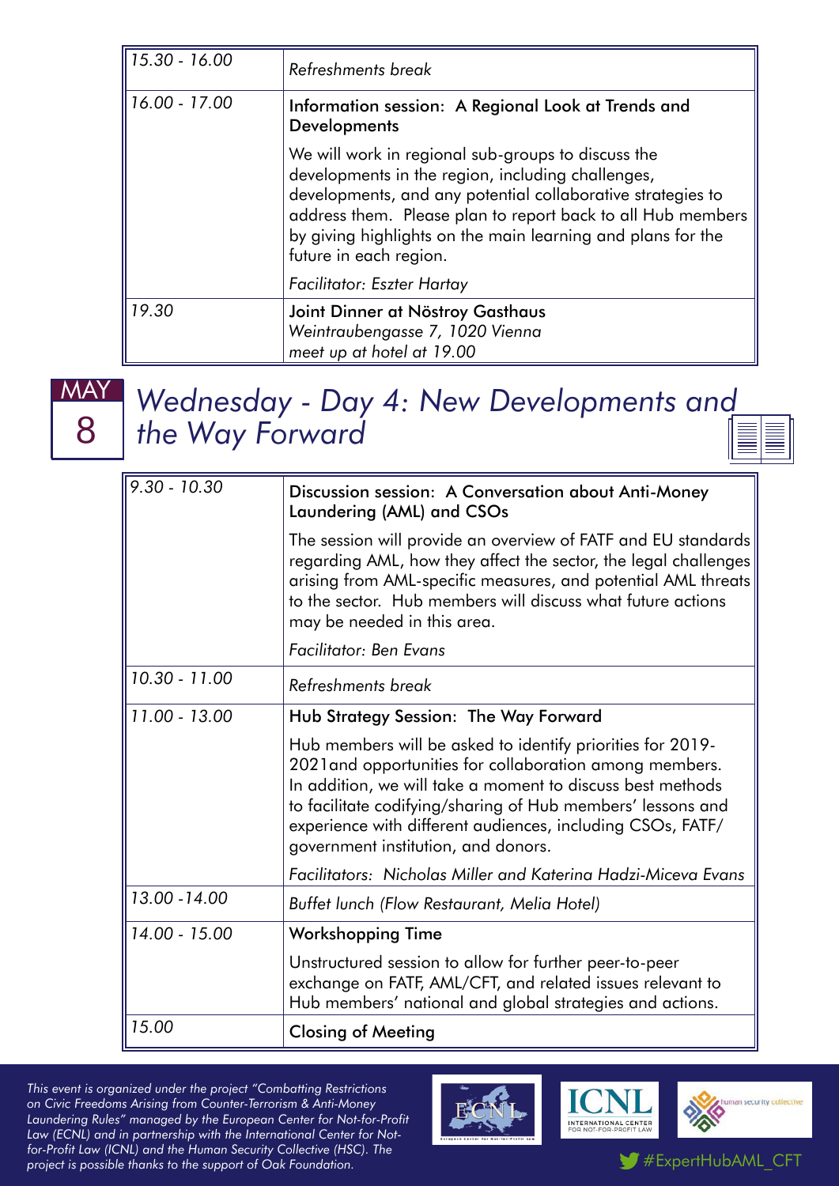| | |
|---|---|
| *15.30 - 16.00* | *Refreshments break* |
| *16.00 - 17.00* | **Information session: A Regional Look at Trends and Developments**<br>We will work in regional sub-groups to discuss the developments in the region, including challenges, developments, and any potential collaborative strategies to address them. Please plan to report back to all Hub members by giving highlights on the main learning and plans for the future in each region.<br>*Facilitator: Eszter Hartay* |
| *19.30* | **Joint Dinner at Nöstroy Gasthaus**<br>*Weintraubengasse 7, 1020 Vienna*<br>*meet up at hotel at 19.00* |

MAY 8

## *Wednesday - Day 4: New Developments and the Way Forward*

| | |
|---|---|
| *9.30 - 10.30* | **Discussion session: A Conversation about Anti-Money Laundering (AML) and CSOs**<br>The session will provide an overview of FATF and EU standards regarding AML, how they affect the sector, the legal challenges arising from AML-specific measures, and potential AML threats to the sector. Hub members will discuss what future actions may be needed in this area.<br>*Facilitator: Ben Evans* |
| *10.30 - 11.00* | *Refreshments break* |
| *11.00 - 13.00* | **Hub Strategy Session: The Way Forward**<br>Hub members will be asked to identify priorities for 2019-2021and opportunities for collaboration among members. In addition, we will take a moment to discuss best methods to facilitate codifying/sharing of Hub members' lessons and experience with different audiences, including CSOs, FATF/government institution, and donors.<br>*Facilitators: Nicholas Miller and Katerina Hadzi-Miceva Evans* |
| *13.00 -14.00* | *Buffet lunch (Flow Restaurant, Melia Hotel)* |
| *14.00 - 15.00* | **Workshopping Time**<br>Unstructured session to allow for further peer-to-peer exchange on FATF, AML/CFT, and related issues relevant to Hub members' national and global strategies and actions. |
| *15.00* | **Closing of Meeting** |

*This event is organized under the project "Combatting Restrictions on Civic Freedoms Arising from Counter-Terrorism & Anti-Money Laundering Rules" managed by the European Center for Not-for-Profit Law (ECNL) and in partnership with the International Center for Not-for-Profit Law (ICNL) and the Human Security Collective (HSC). The project is possible thanks to the support of Oak Foundation.*

ECNL European Center for Not-for-Profit Law

ICNL INTERNATIONAL CENTER FOR NOT-FOR-PROFIT LAW

human security collective

#ExpertHubAML_CFT